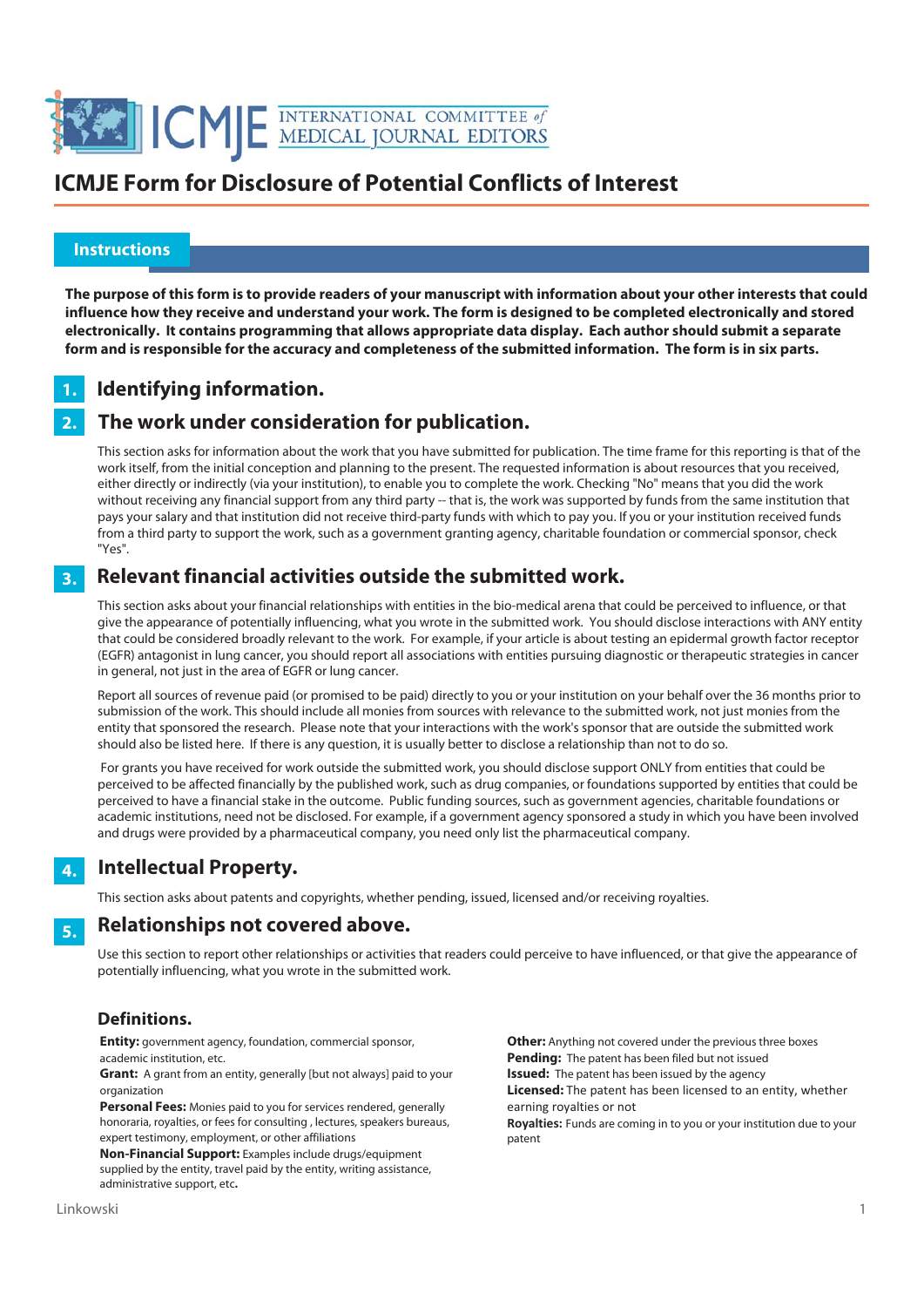# ICMJE Form for Disclosure of Potential Conflicts of Interest

## Instructions

**The purpose of this form is to provide readers of your manuscript with information about your other interests that could influence how they receive and understand your work. The form is designed to be completed electronically and stored electronically. It contains programming that allows appropriate data display. Each author should submit a separate form and is responsible for the accuracy and completeness of the submitted information. The form is in six parts.**

### 1. Identifying information.

### 2. The work under consideration for publication.

This section asks for information about the work that you have submitted for publication. The time frame for this reporting is that of the work itself, from the initial conception and planning to the present. The requested information is about resources that you received, either directly or indirectly (via your institution), to enable you to complete the work. Checking "No" means that you did the work without receiving any financial support from any third party -- that is, the work was supported by funds from the same institution that pays your salary and that institution did not receive third-party funds with which to pay you. If you or your institution received funds from a third party to support the work, such as a government granting agency, charitable foundation or commercial sponsor, check "Yes".

### 3. Relevant financial activities outside the submitted work.

This section asks about your financial relationships with entities in the bio-medical arena that could be perceived to influence, or that give the appearance of potentially influencing, what you wrote in the submitted work. You should disclose interactions with ANY entity that could be considered broadly relevant to the work. For example, if your article is about testing an epidermal growth factor receptor (EGFR) antagonist in lung cancer, you should report all associations with entities pursuing diagnostic or therapeutic strategies in cancer in general, not just in the area of EGFR or lung cancer.

Report all sources of revenue paid (or promised to be paid) directly to you or your institution on your behalf over the 36 months prior to submission of the work. This should include all monies from sources with relevance to the submitted work, not just monies from the entity that sponsored the research. Please note that your interactions with the work's sponsor that are outside the submitted work should also be listed here. If there is any question, it is usually better to disclose a relationship than not to do so.

For grants you have received for work outside the submitted work, you should disclose support ONLY from entities that could be perceived to be affected financially by the published work, such as drug companies, or foundations supported by entities that could be perceived to have a financial stake in the outcome. Public funding sources, such as government agencies, charitable foundations or academic institutions, need not be disclosed. For example, if a government agency sponsored a study in which you have been involved and drugs were provided by a pharmaceutical company, you need only list the pharmaceutical company.

### 4. Intellectual Property.

This section asks about patents and copyrights, whether pending, issued, licensed and/or receiving royalties.

### 5. Relationships not covered above.

Use this section to report other relationships or activities that readers could perceive to have influenced, or that give the appearance of potentially influencing, what you wrote in the submitted work.

#### Definitions.

**Entity:** government agency, foundation, commercial sponsor, academic institution, etc.

**Grant:** A grant from an entity, generally [but not always] paid to your organization

**Personal Fees:** Monies paid to you for services rendered, generally honoraria, royalties, or fees for consulting , lectures, speakers bureaus, expert testimony, employment, or other affiliations

**Non-Financial Support:** Examples include drugs/equipment supplied by the entity, travel paid by the entity, writing assistance, administrative support, etc**.**

**Other:** Anything not covered under the previous three boxes

**Pending:** The patent has been filed but not issued

**Issued:** The patent has been issued by the agency

**Licensed:** The patent has been licensed to an entity, whether earning royalties or not

**Royalties:** Funds are coming in to you or your institution due to your patent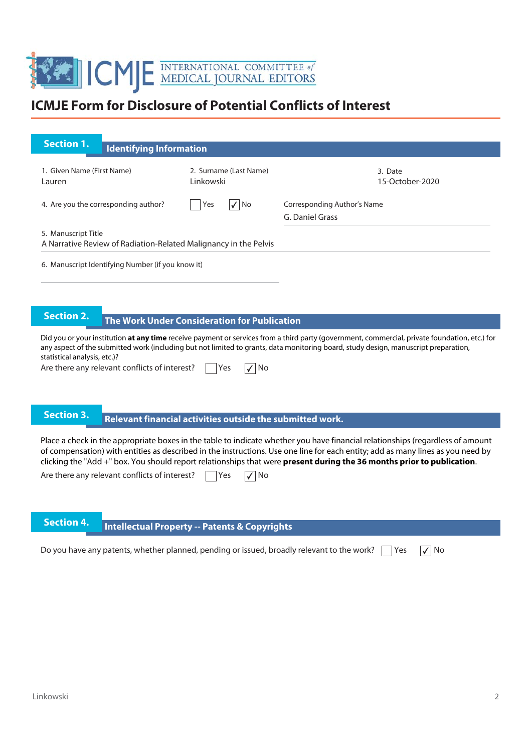# ICMJE Form for Disclosure of Potential Conflicts of Interest

## Section 1. Identifying Information

1. Given Name (First Name): Lauren
2. Surname (Last Name): Linkowski
3. Date: 15-October-2020
4. Are you the corresponding author? ☐ Yes ☑ No

Corresponding Author's Name: G. Daniel Grass

5. Manuscript Title: A Narrative Review of Radiation-Related Malignancy in the Pelvis
6. Manuscript Identifying Number (if you know it):

## Section 2. The Work Under Consideration for Publication

Did you or your institution **at any time** receive payment or services from a third party (government, commercial, private foundation, etc.) for any aspect of the submitted work (including but not limited to grants, data monitoring board, study design, manuscript preparation, statistical analysis, etc.)?

Are there any relevant conflicts of interest? ☐ Yes ☑ No

## Section 3. Relevant financial activities outside the submitted work.

Place a check in the appropriate boxes in the table to indicate whether you have financial relationships (regardless of amount of compensation) with entities as described in the instructions. Use one line for each entity; add as many lines as you need by clicking the "Add +" box. You should report relationships that were **present during the 36 months prior to publication**.

Are there any relevant conflicts of interest? ☐ Yes ☑ No

## Section 4. Intellectual Property -- Patents & Copyrights

Do you have any patents, whether planned, pending or issued, broadly relevant to the work? ☐ Yes ☑ No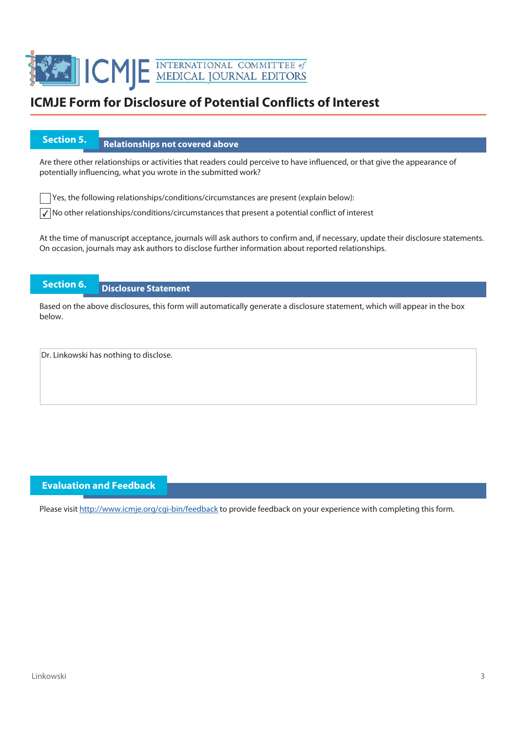# ICMJE Form for Disclosure of Potential Conflicts of Interest

## Section 5. Relationships not covered above

Are there other relationships or activities that readers could perceive to have influenced, or that give the appearance of potentially influencing, what you wrote in the submitted work?

- [ ] Yes, the following relationships/conditions/circumstances are present (explain below):
- [x] No other relationships/conditions/circumstances that present a potential conflict of interest

At the time of manuscript acceptance, journals will ask authors to confirm and, if necessary, update their disclosure statements. On occasion, journals may ask authors to disclose further information about reported relationships.

## Section 6. Disclosure Statement

Based on the above disclosures, this form will automatically generate a disclosure statement, which will appear in the box below.

Dr. Linkowski has nothing to disclose.

## Evaluation and Feedback

Please visit http://www.icmje.org/cgi-bin/feedback to provide feedback on your experience with completing this form.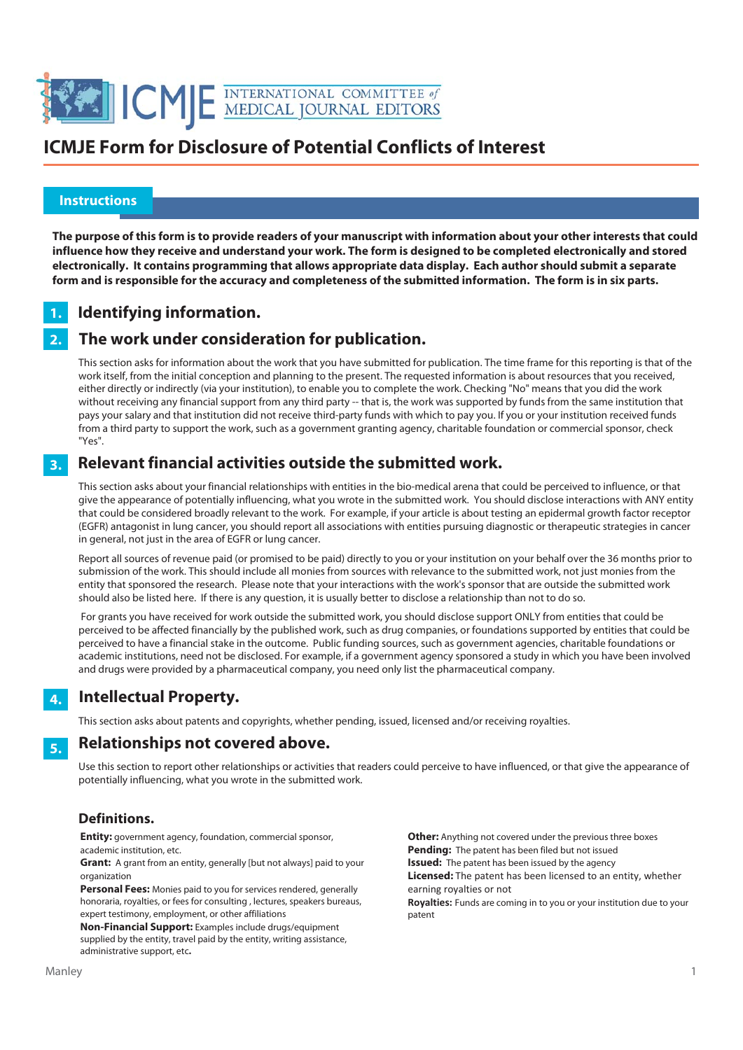# ICMJE Form for Disclosure of Potential Conflicts of Interest

## Instructions

**The purpose of this form is to provide readers of your manuscript with information about your other interests that could influence how they receive and understand your work. The form is designed to be completed electronically and stored electronically. It contains programming that allows appropriate data display. Each author should submit a separate form and is responsible for the accuracy and completeness of the submitted information. The form is in six parts.**

### 1. Identifying information.

### 2. The work under consideration for publication.

This section asks for information about the work that you have submitted for publication. The time frame for this reporting is that of the work itself, from the initial conception and planning to the present. The requested information is about resources that you received, either directly or indirectly (via your institution), to enable you to complete the work. Checking "No" means that you did the work without receiving any financial support from any third party -- that is, the work was supported by funds from the same institution that pays your salary and that institution did not receive third-party funds with which to pay you. If you or your institution received funds from a third party to support the work, such as a government granting agency, charitable foundation or commercial sponsor, check "Yes".

### 3. Relevant financial activities outside the submitted work.

This section asks about your financial relationships with entities in the bio-medical arena that could be perceived to influence, or that give the appearance of potentially influencing, what you wrote in the submitted work. You should disclose interactions with ANY entity that could be considered broadly relevant to the work. For example, if your article is about testing an epidermal growth factor receptor (EGFR) antagonist in lung cancer, you should report all associations with entities pursuing diagnostic or therapeutic strategies in cancer in general, not just in the area of EGFR or lung cancer.

Report all sources of revenue paid (or promised to be paid) directly to you or your institution on your behalf over the 36 months prior to submission of the work. This should include all monies from sources with relevance to the submitted work, not just monies from the entity that sponsored the research. Please note that your interactions with the work's sponsor that are outside the submitted work should also be listed here. If there is any question, it is usually better to disclose a relationship than not to do so.

For grants you have received for work outside the submitted work, you should disclose support ONLY from entities that could be perceived to be affected financially by the published work, such as drug companies, or foundations supported by entities that could be perceived to have a financial stake in the outcome. Public funding sources, such as government agencies, charitable foundations or academic institutions, need not be disclosed. For example, if a government agency sponsored a study in which you have been involved and drugs were provided by a pharmaceutical company, you need only list the pharmaceutical company.

### 4. Intellectual Property.

This section asks about patents and copyrights, whether pending, issued, licensed and/or receiving royalties.

### 5. Relationships not covered above.

Use this section to report other relationships or activities that readers could perceive to have influenced, or that give the appearance of potentially influencing, what you wrote in the submitted work.

### Definitions.

**Entity:** government agency, foundation, commercial sponsor, academic institution, etc.

**Grant:** A grant from an entity, generally [but not always] paid to your organization

**Personal Fees:** Monies paid to you for services rendered, generally honoraria, royalties, or fees for consulting , lectures, speakers bureaus, expert testimony, employment, or other affiliations

**Non-Financial Support:** Examples include drugs/equipment supplied by the entity, travel paid by the entity, writing assistance, administrative support, etc**.**

**Other:** Anything not covered under the previous three boxes

**Pending:** The patent has been filed but not issued

**Issued:** The patent has been issued by the agency

**Licensed:** The patent has been licensed to an entity, whether earning royalties or not

**Royalties:** Funds are coming in to you or your institution due to your patent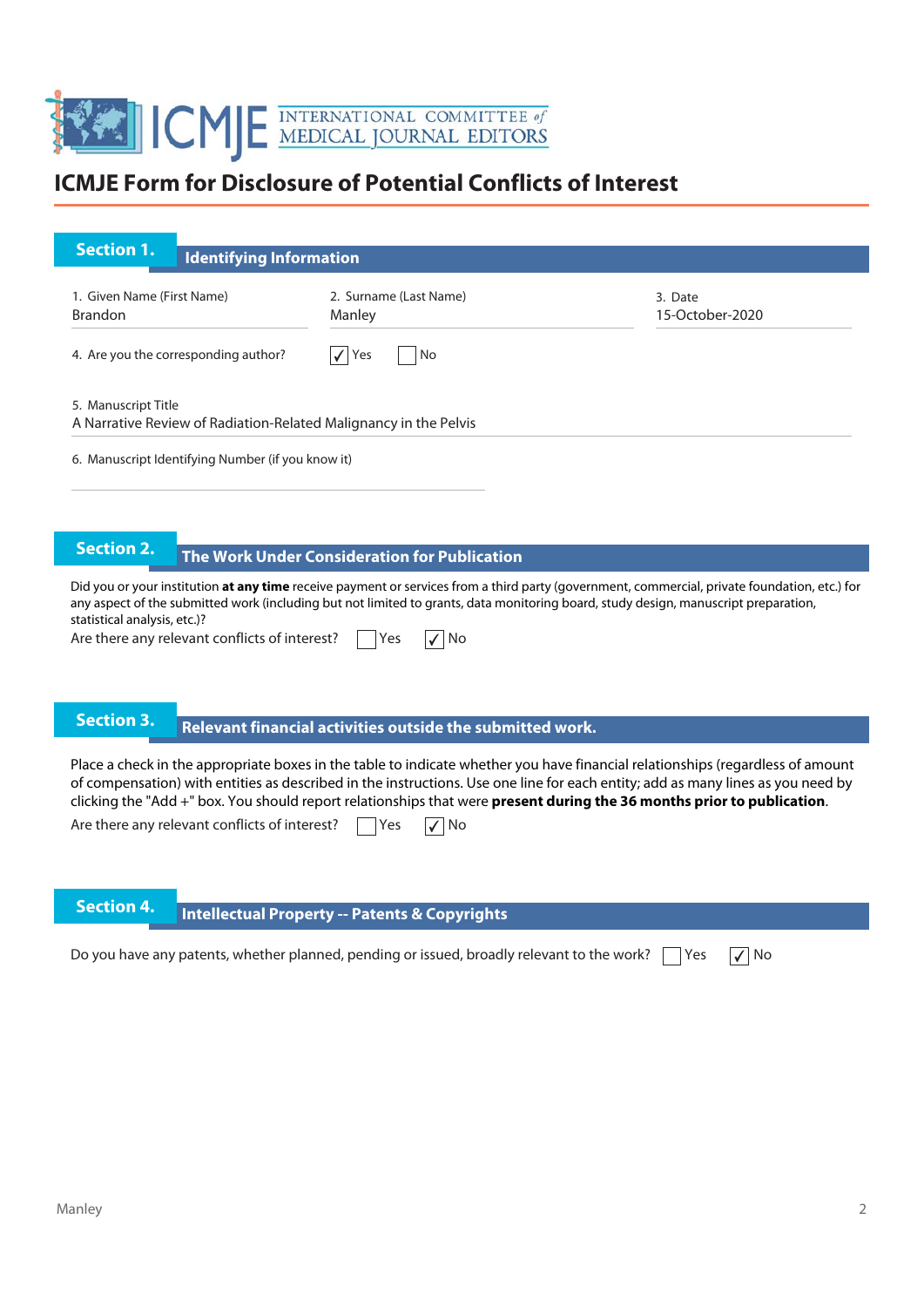ICMJE INTERNATIONAL COMMITTEE *of* MEDICAL JOURNAL EDITORS

# ICMJE Form for Disclosure of Potential Conflicts of Interest

## Section 1. Identifying Information

1. Given Name (First Name): Brandon
2. Surname (Last Name): Manley
3. Date: 15-October-2020

4. Are you the corresponding author? ☑ Yes ☐ No

5. Manuscript Title
A Narrative Review of Radiation-Related Malignancy in the Pelvis

6. Manuscript Identifying Number (if you know it)

## Section 2. The Work Under Consideration for Publication

Did you or your institution **at any time** receive payment or services from a third party (government, commercial, private foundation, etc.) for any aspect of the submitted work (including but not limited to grants, data monitoring board, study design, manuscript preparation, statistical analysis, etc.)?

Are there any relevant conflicts of interest? ☐ Yes ☑ No

## Section 3. Relevant financial activities outside the submitted work.

Place a check in the appropriate boxes in the table to indicate whether you have financial relationships (regardless of amount of compensation) with entities as described in the instructions. Use one line for each entity; add as many lines as you need by clicking the "Add +" box. You should report relationships that were **present during the 36 months prior to publication**.

Are there any relevant conflicts of interest? ☐ Yes ☑ No

## Section 4. Intellectual Property -- Patents & Copyrights

Do you have any patents, whether planned, pending or issued, broadly relevant to the work? ☐ Yes ☑ No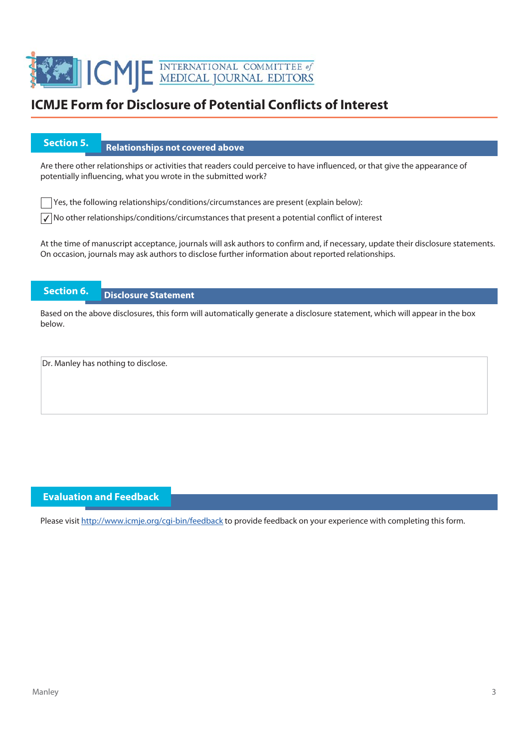# ICMJE Form for Disclosure of Potential Conflicts of Interest

## Section 5. Relationships not covered above

Are there other relationships or activities that readers could perceive to have influenced, or that give the appearance of potentially influencing, what you wrote in the submitted work?

- [ ] Yes, the following relationships/conditions/circumstances are present (explain below):
- [x] No other relationships/conditions/circumstances that present a potential conflict of interest

At the time of manuscript acceptance, journals will ask authors to confirm and, if necessary, update their disclosure statements. On occasion, journals may ask authors to disclose further information about reported relationships.

## Section 6. Disclosure Statement

Based on the above disclosures, this form will automatically generate a disclosure statement, which will appear in the box below.

Dr. Manley has nothing to disclose.

## Evaluation and Feedback

Please visit http://www.icmje.org/cgi-bin/feedback to provide feedback on your experience with completing this form.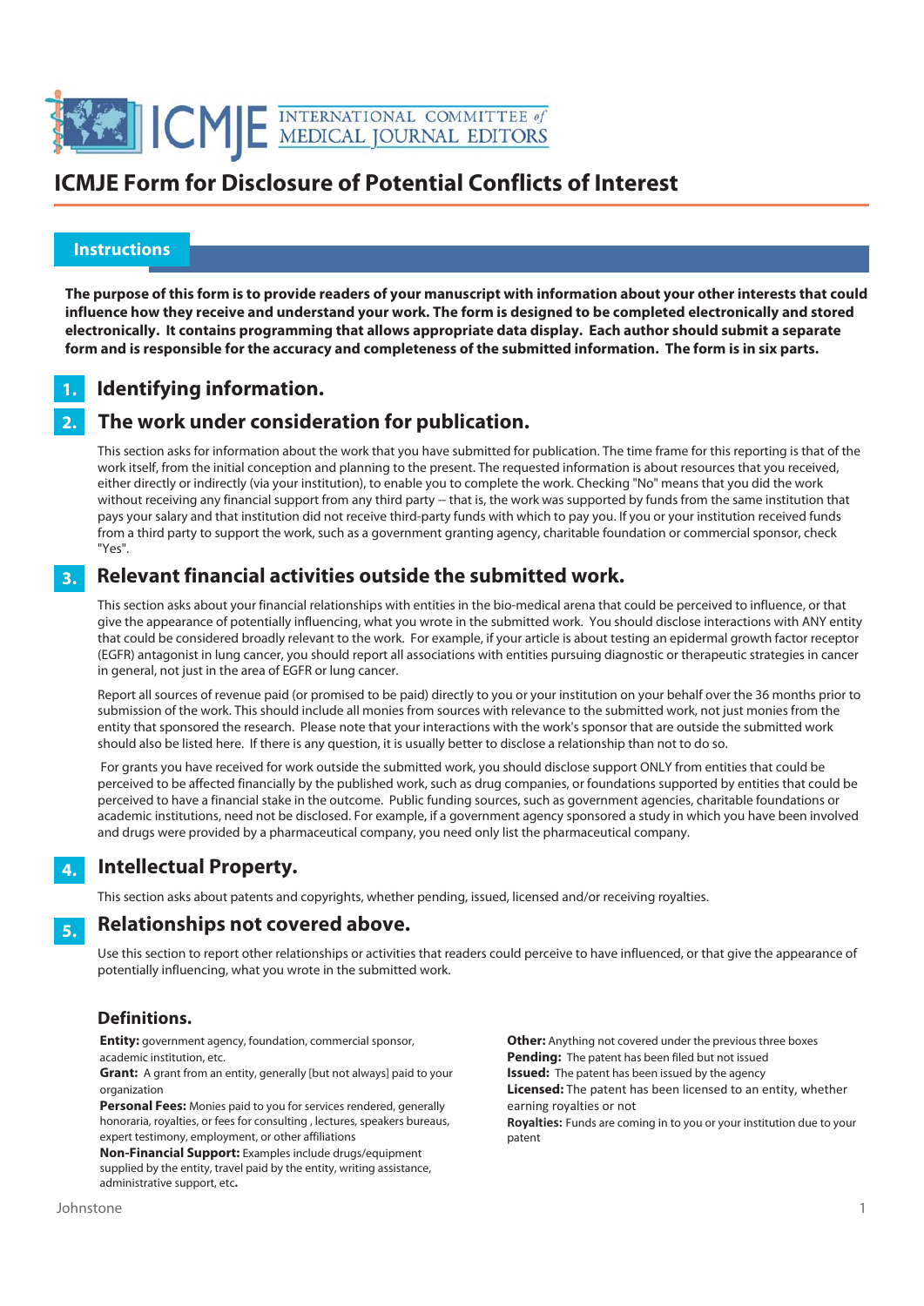# ICMJE Form for Disclosure of Potential Conflicts of Interest

## Instructions

**The purpose of this form is to provide readers of your manuscript with information about your other interests that could influence how they receive and understand your work. The form is designed to be completed electronically and stored electronically. It contains programming that allows appropriate data display. Each author should submit a separate form and is responsible for the accuracy and completeness of the submitted information. The form is in six parts.**

### 1. Identifying information.

### 2. The work under consideration for publication.

This section asks for information about the work that you have submitted for publication. The time frame for this reporting is that of the work itself, from the initial conception and planning to the present. The requested information is about resources that you received, either directly or indirectly (via your institution), to enable you to complete the work. Checking "No" means that you did the work without receiving any financial support from any third party -- that is, the work was supported by funds from the same institution that pays your salary and that institution did not receive third-party funds with which to pay you. If you or your institution received funds from a third party to support the work, such as a government granting agency, charitable foundation or commercial sponsor, check "Yes".

### 3. Relevant financial activities outside the submitted work.

This section asks about your financial relationships with entities in the bio-medical arena that could be perceived to influence, or that give the appearance of potentially influencing, what you wrote in the submitted work. You should disclose interactions with ANY entity that could be considered broadly relevant to the work. For example, if your article is about testing an epidermal growth factor receptor (EGFR) antagonist in lung cancer, you should report all associations with entities pursuing diagnostic or therapeutic strategies in cancer in general, not just in the area of EGFR or lung cancer.

Report all sources of revenue paid (or promised to be paid) directly to you or your institution on your behalf over the 36 months prior to submission of the work. This should include all monies from sources with relevance to the submitted work, not just monies from the entity that sponsored the research. Please note that your interactions with the work's sponsor that are outside the submitted work should also be listed here. If there is any question, it is usually better to disclose a relationship than not to do so.

For grants you have received for work outside the submitted work, you should disclose support ONLY from entities that could be perceived to be affected financially by the published work, such as drug companies, or foundations supported by entities that could be perceived to have a financial stake in the outcome. Public funding sources, such as government agencies, charitable foundations or academic institutions, need not be disclosed. For example, if a government agency sponsored a study in which you have been involved and drugs were provided by a pharmaceutical company, you need only list the pharmaceutical company.

### 4. Intellectual Property.

This section asks about patents and copyrights, whether pending, issued, licensed and/or receiving royalties.

### 5. Relationships not covered above.

Use this section to report other relationships or activities that readers could perceive to have influenced, or that give the appearance of potentially influencing, what you wrote in the submitted work.

### Definitions.

**Entity:** government agency, foundation, commercial sponsor, academic institution, etc.

**Grant:** A grant from an entity, generally [but not always] paid to your organization

**Personal Fees:** Monies paid to you for services rendered, generally honoraria, royalties, or fees for consulting , lectures, speakers bureaus, expert testimony, employment, or other affiliations

**Non-Financial Support:** Examples include drugs/equipment supplied by the entity, travel paid by the entity, writing assistance, administrative support, etc**.**

**Other:** Anything not covered under the previous three boxes

**Pending:** The patent has been filed but not issued

**Issued:** The patent has been issued by the agency

**Licensed:** The patent has been licensed to an entity, whether earning royalties or not

**Royalties:** Funds are coming in to you or your institution due to your patent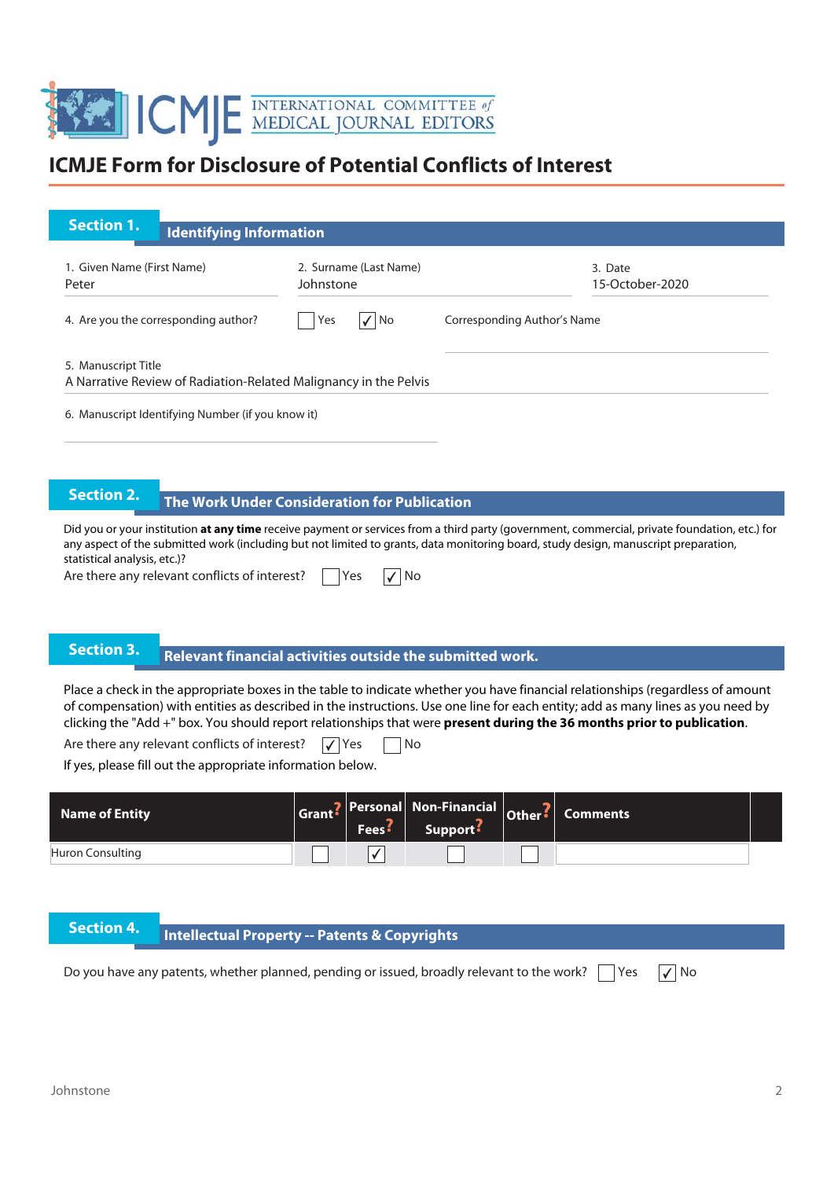# ICMJE Form for Disclosure of Potential Conflicts of Interest

## Section 1. Identifying Information

1. Given Name (First Name)
Peter

2. Surname (Last Name)
Johnstone

3. Date
15-October-2020

4. Are you the corresponding author? ☐ Yes ☑ No

Corresponding Author's Name

5. Manuscript Title
A Narrative Review of Radiation-Related Malignancy in the Pelvis

6. Manuscript Identifying Number (if you know it)

## Section 2. The Work Under Consideration for Publication

Did you or your institution **at any time** receive payment or services from a third party (government, commercial, private foundation, etc.) for any aspect of the submitted work (including but not limited to grants, data monitoring board, study design, manuscript preparation, statistical analysis, etc.)?

Are there any relevant conflicts of interest? ☐ Yes ☑ No

## Section 3. Relevant financial activities outside the submitted work.

Place a check in the appropriate boxes in the table to indicate whether you have financial relationships (regardless of amount of compensation) with entities as described in the instructions. Use one line for each entity; add as many lines as you need by clicking the "Add +" box. You should report relationships that were **present during the 36 months prior to publication**.

Are there any relevant conflicts of interest? ☑ Yes ☐ No

If yes, please fill out the appropriate information below.

| Name of Entity | Grant | Personal Fees | Non-Financial Support | Other | Comments |
|---|---|---|---|---|---|
| Huron Consulting | ☐ | ☑ | ☐ | ☐ | |

## Section 4. Intellectual Property -- Patents & Copyrights

Do you have any patents, whether planned, pending or issued, broadly relevant to the work? ☐ Yes ☑ No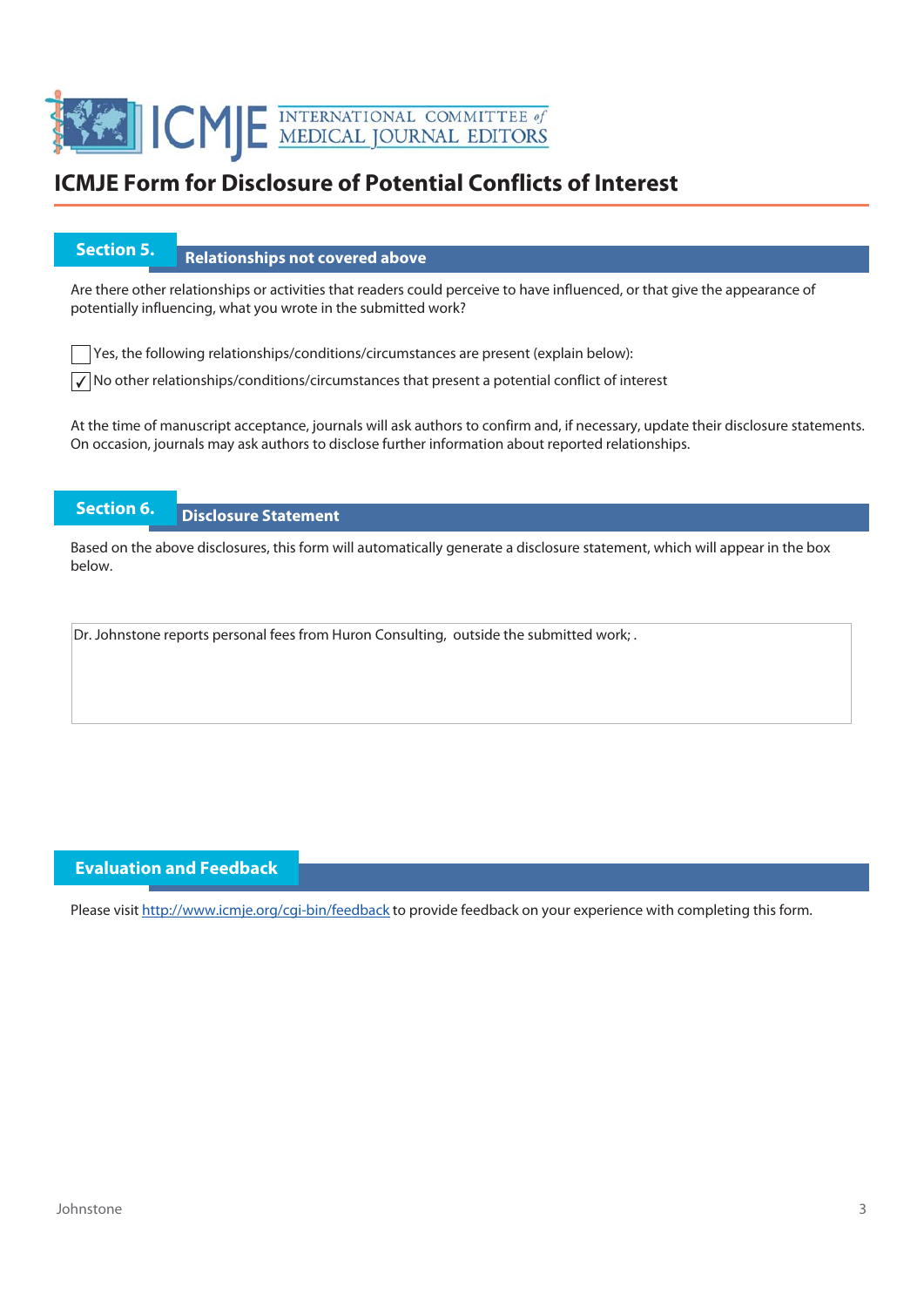# ICMJE Form for Disclosure of Potential Conflicts of Interest

## Section 5. Relationships not covered above

Are there other relationships or activities that readers could perceive to have influenced, or that give the appearance of potentially influencing, what you wrote in the submitted work?

☐ Yes, the following relationships/conditions/circumstances are present (explain below):

☑ No other relationships/conditions/circumstances that present a potential conflict of interest

At the time of manuscript acceptance, journals will ask authors to confirm and, if necessary, update their disclosure statements. On occasion, journals may ask authors to disclose further information about reported relationships.

## Section 6. Disclosure Statement

Based on the above disclosures, this form will automatically generate a disclosure statement, which will appear in the box below.

> Dr. Johnstone reports personal fees from Huron Consulting, outside the submitted work; .

## Evaluation and Feedback

Please visit http://www.icmje.org/cgi-bin/feedback to provide feedback on your experience with completing this form.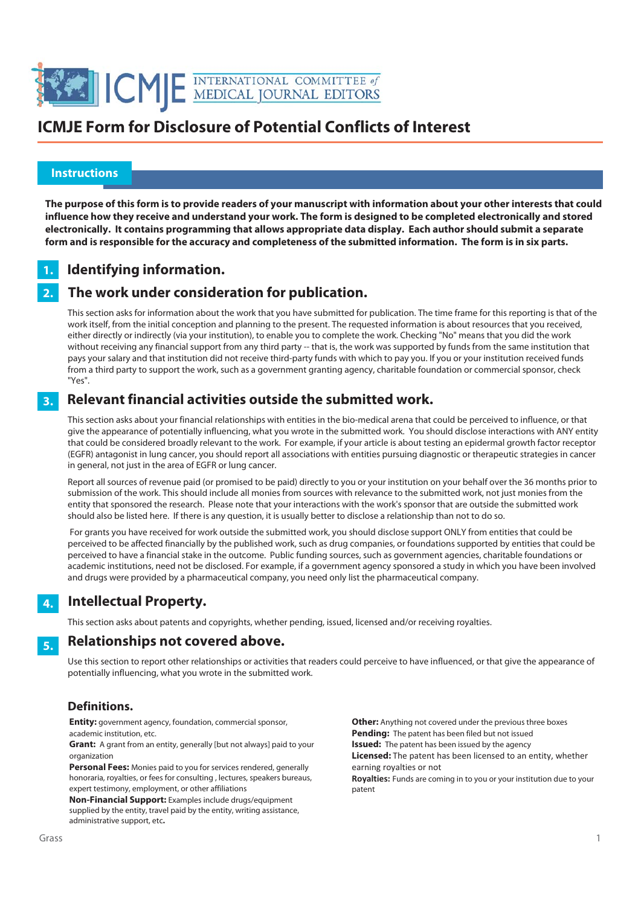# ICMJE Form for Disclosure of Potential Conflicts of Interest

## Instructions

**The purpose of this form is to provide readers of your manuscript with information about your other interests that could influence how they receive and understand your work. The form is designed to be completed electronically and stored electronically. It contains programming that allows appropriate data display. Each author should submit a separate form and is responsible for the accuracy and completeness of the submitted information. The form is in six parts.**

### 1. Identifying information.

### 2. The work under consideration for publication.

This section asks for information about the work that you have submitted for publication. The time frame for this reporting is that of the work itself, from the initial conception and planning to the present. The requested information is about resources that you received, either directly or indirectly (via your institution), to enable you to complete the work. Checking "No" means that you did the work without receiving any financial support from any third party -- that is, the work was supported by funds from the same institution that pays your salary and that institution did not receive third-party funds with which to pay you. If you or your institution received funds from a third party to support the work, such as a government granting agency, charitable foundation or commercial sponsor, check "Yes".

### 3. Relevant financial activities outside the submitted work.

This section asks about your financial relationships with entities in the bio-medical arena that could be perceived to influence, or that give the appearance of potentially influencing, what you wrote in the submitted work. You should disclose interactions with ANY entity that could be considered broadly relevant to the work. For example, if your article is about testing an epidermal growth factor receptor (EGFR) antagonist in lung cancer, you should report all associations with entities pursuing diagnostic or therapeutic strategies in cancer in general, not just in the area of EGFR or lung cancer.

Report all sources of revenue paid (or promised to be paid) directly to you or your institution on your behalf over the 36 months prior to submission of the work. This should include all monies from sources with relevance to the submitted work, not just monies from the entity that sponsored the research. Please note that your interactions with the work's sponsor that are outside the submitted work should also be listed here. If there is any question, it is usually better to disclose a relationship than not to do so.

For grants you have received for work outside the submitted work, you should disclose support ONLY from entities that could be perceived to be affected financially by the published work, such as drug companies, or foundations supported by entities that could be perceived to have a financial stake in the outcome. Public funding sources, such as government agencies, charitable foundations or academic institutions, need not be disclosed. For example, if a government agency sponsored a study in which you have been involved and drugs were provided by a pharmaceutical company, you need only list the pharmaceutical company.

### 4. Intellectual Property.

This section asks about patents and copyrights, whether pending, issued, licensed and/or receiving royalties.

### 5. Relationships not covered above.

Use this section to report other relationships or activities that readers could perceive to have influenced, or that give the appearance of potentially influencing, what you wrote in the submitted work.

### Definitions.

**Entity:** government agency, foundation, commercial sponsor, academic institution, etc.
**Grant:** A grant from an entity, generally [but not always] paid to your organization
**Personal Fees:** Monies paid to you for services rendered, generally honoraria, royalties, or fees for consulting , lectures, speakers bureaus, expert testimony, employment, or other affiliations
**Non-Financial Support:** Examples include drugs/equipment supplied by the entity, travel paid by the entity, writing assistance, administrative support, etc**.**

**Other:** Anything not covered under the previous three boxes
**Pending:** The patent has been filed but not issued
**Issued:** The patent has been issued by the agency
**Licensed:** The patent has been licensed to an entity, whether earning royalties or not
**Royalties:** Funds are coming in to you or your institution due to your patent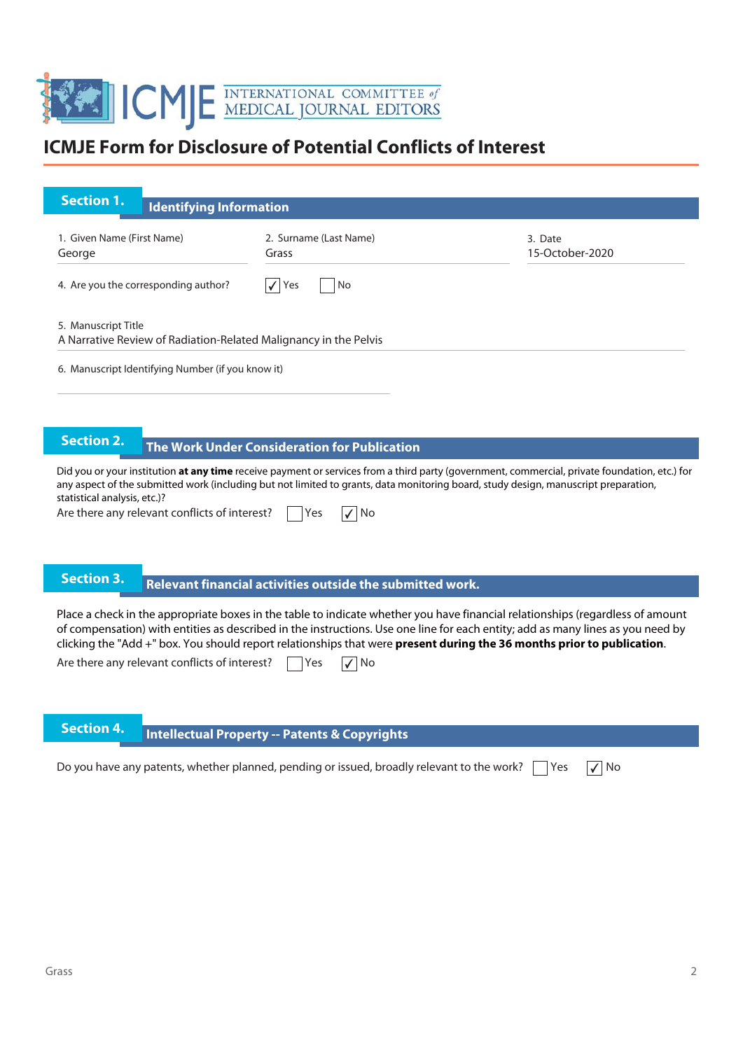# ICMJE Form for Disclosure of Potential Conflicts of Interest

## Section 1. Identifying Information

1. Given Name (First Name): George
2. Surname (Last Name): Grass
3. Date: 15-October-2020

4. Are you the corresponding author? ☑ Yes ☐ No

5. Manuscript Title
A Narrative Review of Radiation-Related Malignancy in the Pelvis

6. Manuscript Identifying Number (if you know it)

## Section 2. The Work Under Consideration for Publication

Did you or your institution **at any time** receive payment or services from a third party (government, commercial, private foundation, etc.) for any aspect of the submitted work (including but not limited to grants, data monitoring board, study design, manuscript preparation, statistical analysis, etc.)?

Are there any relevant conflicts of interest? ☐ Yes ☑ No

## Section 3. Relevant financial activities outside the submitted work.

Place a check in the appropriate boxes in the table to indicate whether you have financial relationships (regardless of amount of compensation) with entities as described in the instructions. Use one line for each entity; add as many lines as you need by clicking the "Add +" box. You should report relationships that were **present during the 36 months prior to publication**.

Are there any relevant conflicts of interest? ☐ Yes ☑ No

## Section 4. Intellectual Property -- Patents & Copyrights

Do you have any patents, whether planned, pending or issued, broadly relevant to the work? ☐ Yes ☑ No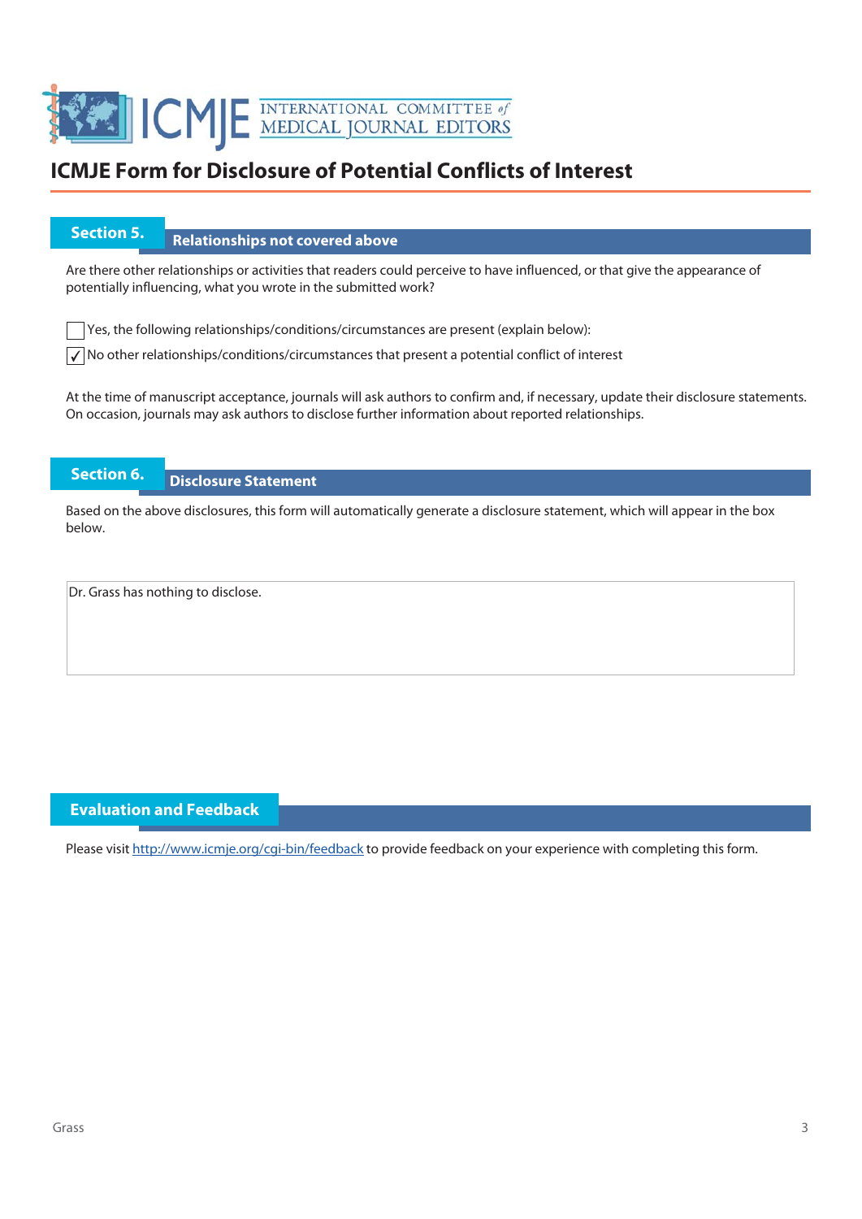# ICMJE Form for Disclosure of Potential Conflicts of Interest

## Section 5. Relationships not covered above

Are there other relationships or activities that readers could perceive to have influenced, or that give the appearance of potentially influencing, what you wrote in the submitted work?

- [ ] Yes, the following relationships/conditions/circumstances are present (explain below):
- [x] No other relationships/conditions/circumstances that present a potential conflict of interest

At the time of manuscript acceptance, journals will ask authors to confirm and, if necessary, update their disclosure statements. On occasion, journals may ask authors to disclose further information about reported relationships.

## Section 6. Disclosure Statement

Based on the above disclosures, this form will automatically generate a disclosure statement, which will appear in the box below.

Dr. Grass has nothing to disclose.

## Evaluation and Feedback

Please visit http://www.icmje.org/cgi-bin/feedback to provide feedback on your experience with completing this form.